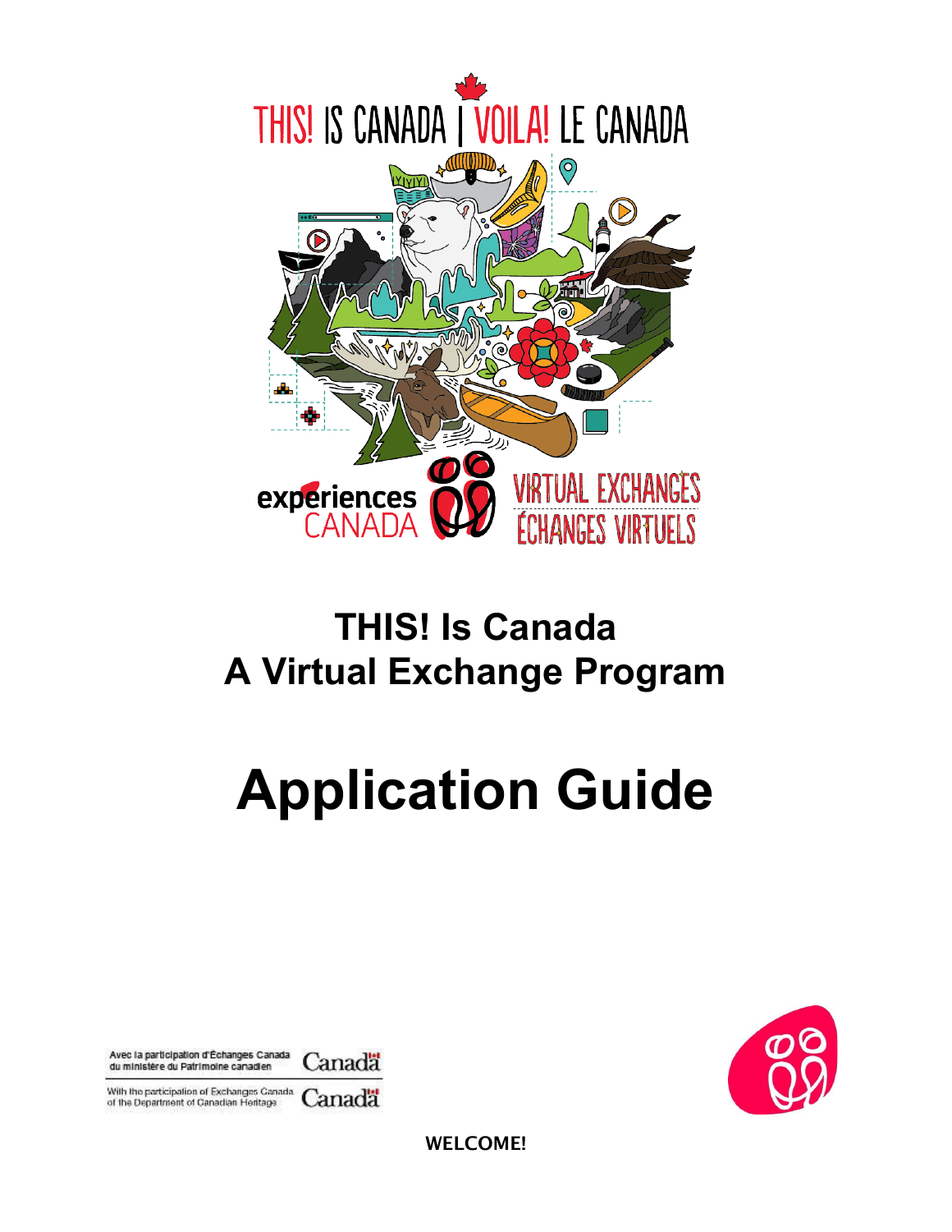THIS! IS CANADA | VOILA! LE CANADA

experiences CANADA

VIRTUAL EXCHANGES
ÉCHANGES VIRTUELS

# THIS! Is Canada
# A Virtual Exchange Program

# Application Guide

Avec la participation d'Échanges Canada du ministère du Patrimoine canadien

With the participation of Exchanges Canada of the Department of Canadian Heritage

**WELCOME!**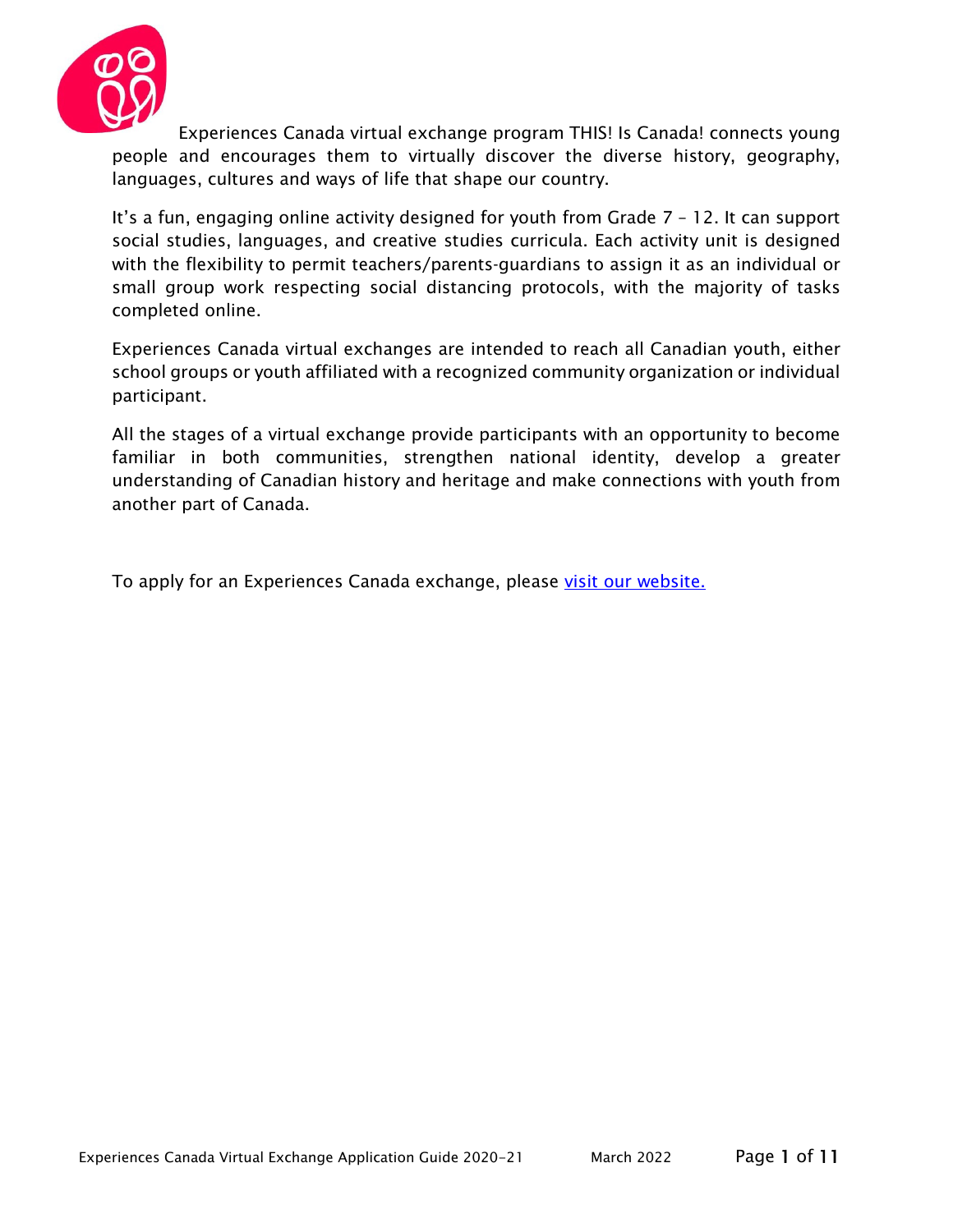Experiences Canada virtual exchange program THIS! Is Canada! connects young people and encourages them to virtually discover the diverse history, geography, languages, cultures and ways of life that shape our country.

It's a fun, engaging online activity designed for youth from Grade 7 – 12. It can support social studies, languages, and creative studies curricula. Each activity unit is designed with the flexibility to permit teachers/parents-guardians to assign it as an individual or small group work respecting social distancing protocols, with the majority of tasks completed online.

Experiences Canada virtual exchanges are intended to reach all Canadian youth, either school groups or youth affiliated with a recognized community organization or individual participant.

All the stages of a virtual exchange provide participants with an opportunity to become familiar in both communities, strengthen national identity, develop a greater understanding of Canadian history and heritage and make connections with youth from another part of Canada.

To apply for an Experiences Canada exchange, please [visit our website.]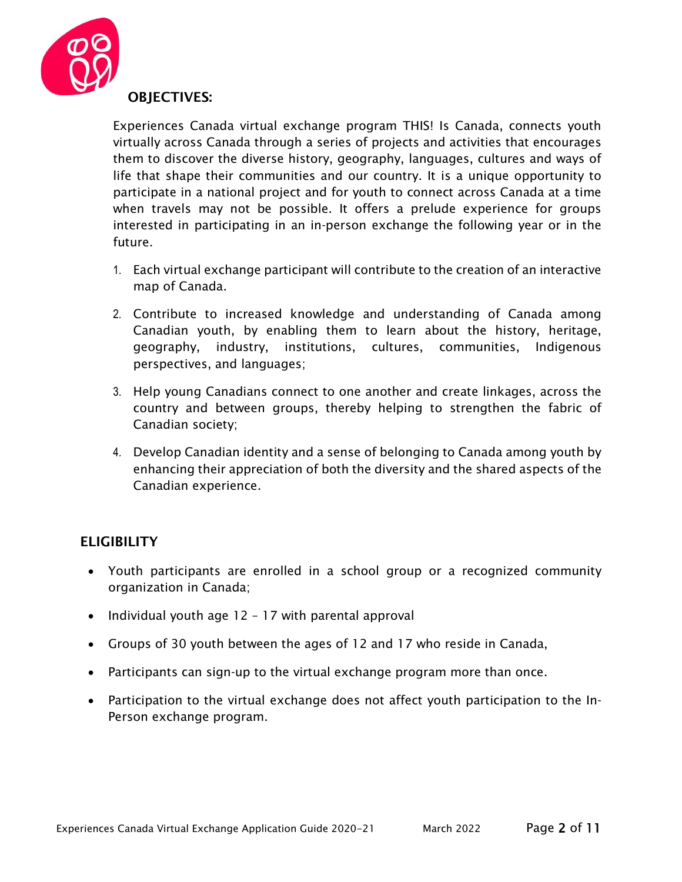## OBJECTIVES:

Experiences Canada virtual exchange program THIS! Is Canada, connects youth virtually across Canada through a series of projects and activities that encourages them to discover the diverse history, geography, languages, cultures and ways of life that shape their communities and our country. It is a unique opportunity to participate in a national project and for youth to connect across Canada at a time when travels may not be possible. It offers a prelude experience for groups interested in participating in an in-person exchange the following year or in the future.

1. Each virtual exchange participant will contribute to the creation of an interactive map of Canada.
2. Contribute to increased knowledge and understanding of Canada among Canadian youth, by enabling them to learn about the history, heritage, geography, industry, institutions, cultures, communities, Indigenous perspectives, and languages;
3. Help young Canadians connect to one another and create linkages, across the country and between groups, thereby helping to strengthen the fabric of Canadian society;
4. Develop Canadian identity and a sense of belonging to Canada among youth by enhancing their appreciation of both the diversity and the shared aspects of the Canadian experience.

## ELIGIBILITY

- Youth participants are enrolled in a school group or a recognized community organization in Canada;
- Individual youth age 12 – 17 with parental approval
- Groups of 30 youth between the ages of 12 and 17 who reside in Canada,
- Participants can sign-up to the virtual exchange program more than once.
- Participation to the virtual exchange does not affect youth participation to the In-Person exchange program.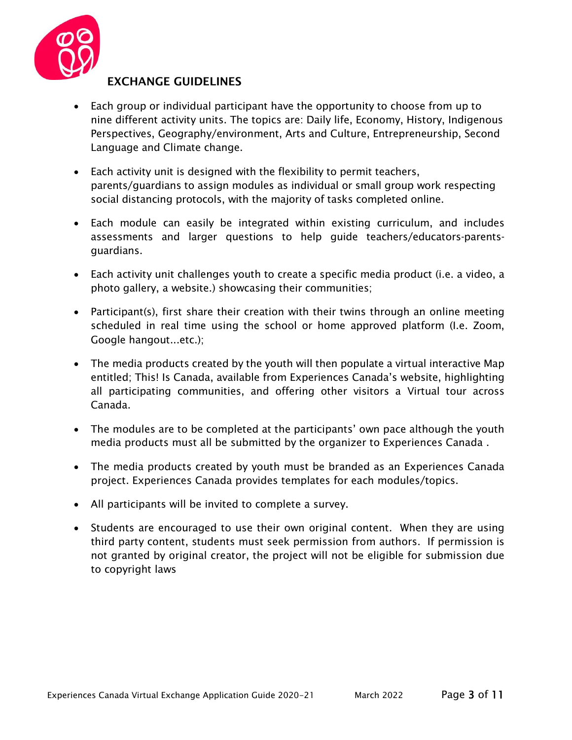## EXCHANGE GUIDELINES

- Each group or individual participant have the opportunity to choose from up to nine different activity units. The topics are: Daily life, Economy, History, Indigenous Perspectives, Geography/environment, Arts and Culture, Entrepreneurship, Second Language and Climate change.
- Each activity unit is designed with the flexibility to permit teachers, parents/guardians to assign modules as individual or small group work respecting social distancing protocols, with the majority of tasks completed online.
- Each module can easily be integrated within existing curriculum, and includes assessments and larger questions to help guide teachers/educators-parents-guardians.
- Each activity unit challenges youth to create a specific media product (i.e. a video, a photo gallery, a website.) showcasing their communities;
- Participant(s), first share their creation with their twins through an online meeting scheduled in real time using the school or home approved platform (I.e. Zoom, Google hangout...etc.);
- The media products created by the youth will then populate a virtual interactive Map entitled; This! Is Canada, available from Experiences Canada's website, highlighting all participating communities, and offering other visitors a Virtual tour across Canada.
- The modules are to be completed at the participants' own pace although the youth media products must all be submitted by the organizer to Experiences Canada .
- The media products created by youth must be branded as an Experiences Canada project. Experiences Canada provides templates for each modules/topics.
- All participants will be invited to complete a survey.
- Students are encouraged to use their own original content. When they are using third party content, students must seek permission from authors. If permission is not granted by original creator, the project will not be eligible for submission due to copyright laws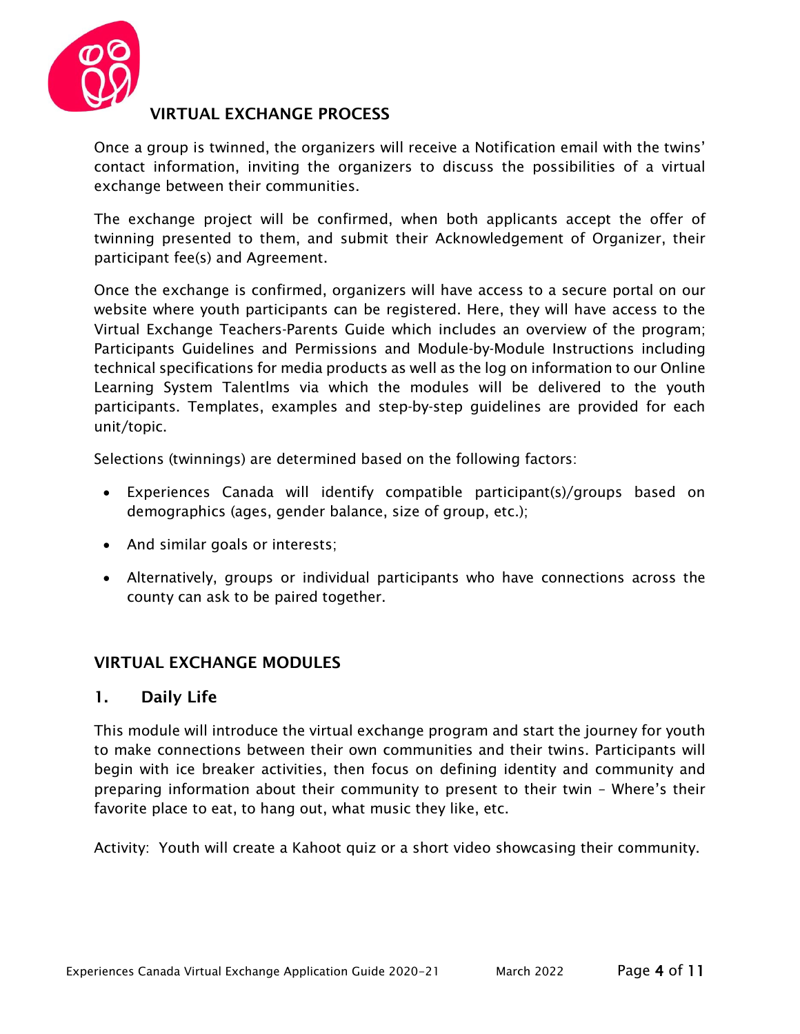## VIRTUAL EXCHANGE PROCESS

Once a group is twinned, the organizers will receive a Notification email with the twins' contact information, inviting the organizers to discuss the possibilities of a virtual exchange between their communities.

The exchange project will be confirmed, when both applicants accept the offer of twinning presented to them, and submit their Acknowledgement of Organizer, their participant fee(s) and Agreement.

Once the exchange is confirmed, organizers will have access to a secure portal on our website where youth participants can be registered. Here, they will have access to the Virtual Exchange Teachers-Parents Guide which includes an overview of the program; Participants Guidelines and Permissions and Module-by-Module Instructions including technical specifications for media products as well as the log on information to our Online Learning System Talentlms via which the modules will be delivered to the youth participants. Templates, examples and step-by-step guidelines are provided for each unit/topic.

Selections (twinnings) are determined based on the following factors:

- Experiences Canada will identify compatible participant(s)/groups based on demographics (ages, gender balance, size of group, etc.);
- And similar goals or interests;
- Alternatively, groups or individual participants who have connections across the county can ask to be paired together.

## VIRTUAL EXCHANGE MODULES

### 1. Daily Life

This module will introduce the virtual exchange program and start the journey for youth to make connections between their own communities and their twins. Participants will begin with ice breaker activities, then focus on defining identity and community and preparing information about their community to present to their twin – Where's their favorite place to eat, to hang out, what music they like, etc.

Activity: Youth will create a Kahoot quiz or a short video showcasing their community.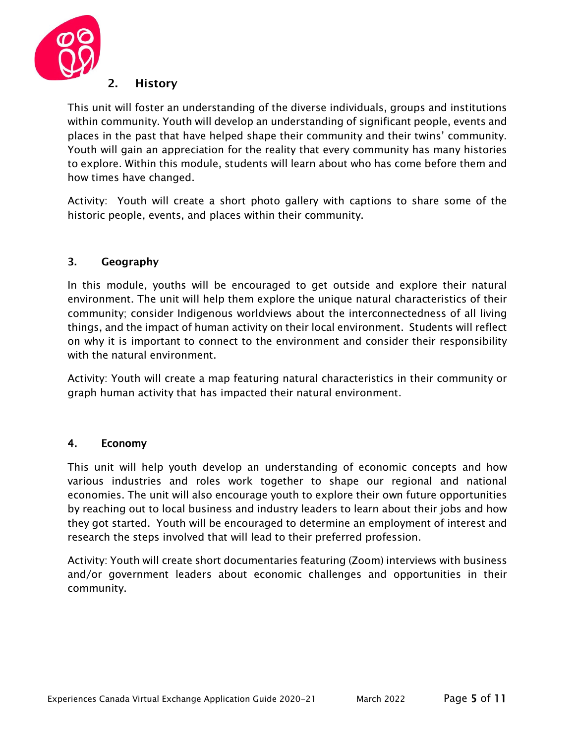## 2. History

This unit will foster an understanding of the diverse individuals, groups and institutions within community. Youth will develop an understanding of significant people, events and places in the past that have helped shape their community and their twins' community. Youth will gain an appreciation for the reality that every community has many histories to explore. Within this module, students will learn about who has come before them and how times have changed.

Activity: Youth will create a short photo gallery with captions to share some of the historic people, events, and places within their community.

## 3. Geography

In this module, youths will be encouraged to get outside and explore their natural environment. The unit will help them explore the unique natural characteristics of their community; consider Indigenous worldviews about the interconnectedness of all living things, and the impact of human activity on their local environment. Students will reflect on why it is important to connect to the environment and consider their responsibility with the natural environment.

Activity: Youth will create a map featuring natural characteristics in their community or graph human activity that has impacted their natural environment.

## 4. Economy

This unit will help youth develop an understanding of economic concepts and how various industries and roles work together to shape our regional and national economies. The unit will also encourage youth to explore their own future opportunities by reaching out to local business and industry leaders to learn about their jobs and how they got started. Youth will be encouraged to determine an employment of interest and research the steps involved that will lead to their preferred profession.

Activity: Youth will create short documentaries featuring (Zoom) interviews with business and/or government leaders about economic challenges and opportunities in their community.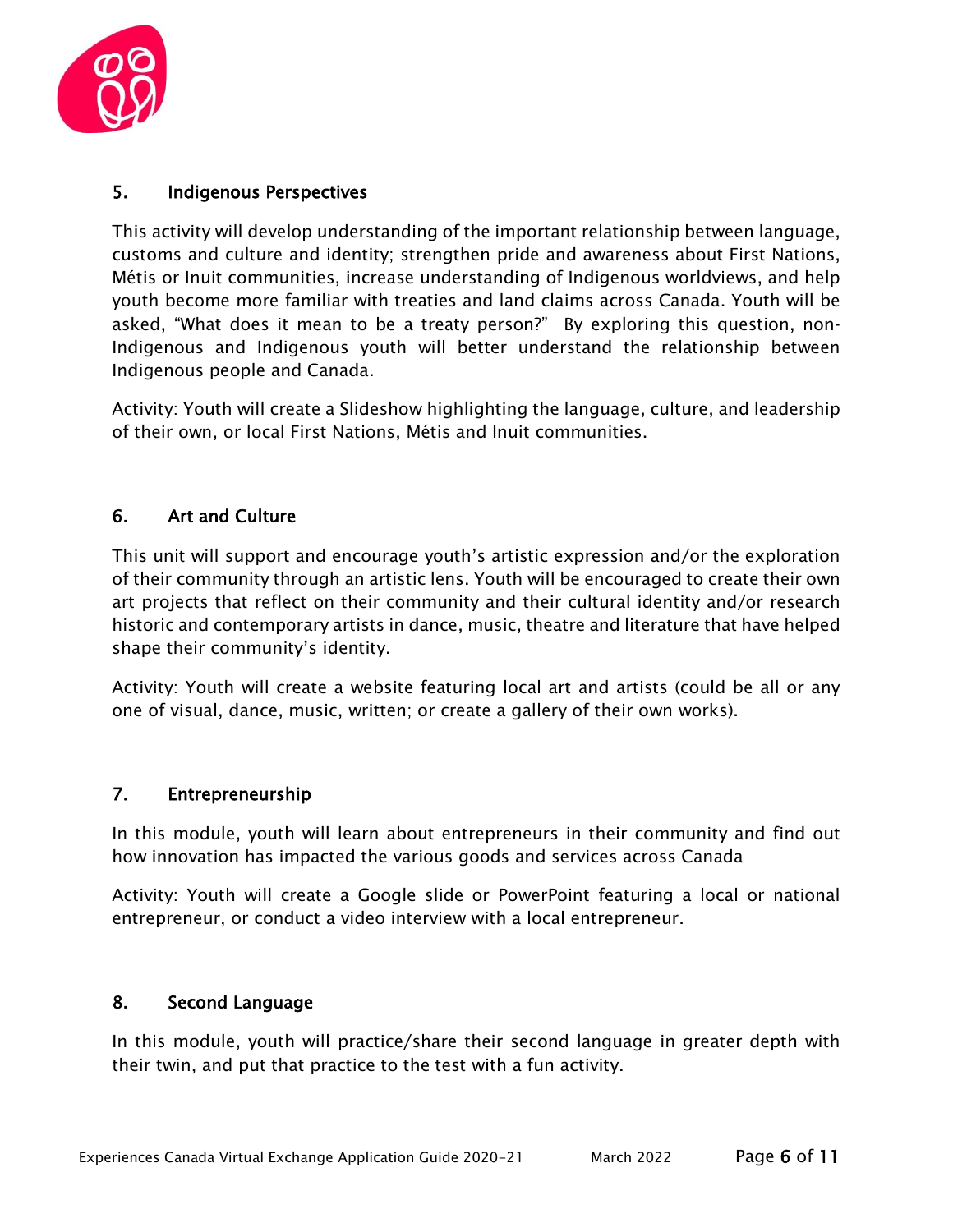## 5. Indigenous Perspectives

This activity will develop understanding of the important relationship between language, customs and culture and identity; strengthen pride and awareness about First Nations, Métis or Inuit communities, increase understanding of Indigenous worldviews, and help youth become more familiar with treaties and land claims across Canada. Youth will be asked, "What does it mean to be a treaty person?" By exploring this question, non-Indigenous and Indigenous youth will better understand the relationship between Indigenous people and Canada.

Activity: Youth will create a Slideshow highlighting the language, culture, and leadership of their own, or local First Nations, Métis and Inuit communities.

## 6. Art and Culture

This unit will support and encourage youth's artistic expression and/or the exploration of their community through an artistic lens. Youth will be encouraged to create their own art projects that reflect on their community and their cultural identity and/or research historic and contemporary artists in dance, music, theatre and literature that have helped shape their community's identity.

Activity: Youth will create a website featuring local art and artists (could be all or any one of visual, dance, music, written; or create a gallery of their own works).

## 7. Entrepreneurship

In this module, youth will learn about entrepreneurs in their community and find out how innovation has impacted the various goods and services across Canada

Activity: Youth will create a Google slide or PowerPoint featuring a local or national entrepreneur, or conduct a video interview with a local entrepreneur.

## 8. Second Language

In this module, youth will practice/share their second language in greater depth with their twin, and put that practice to the test with a fun activity.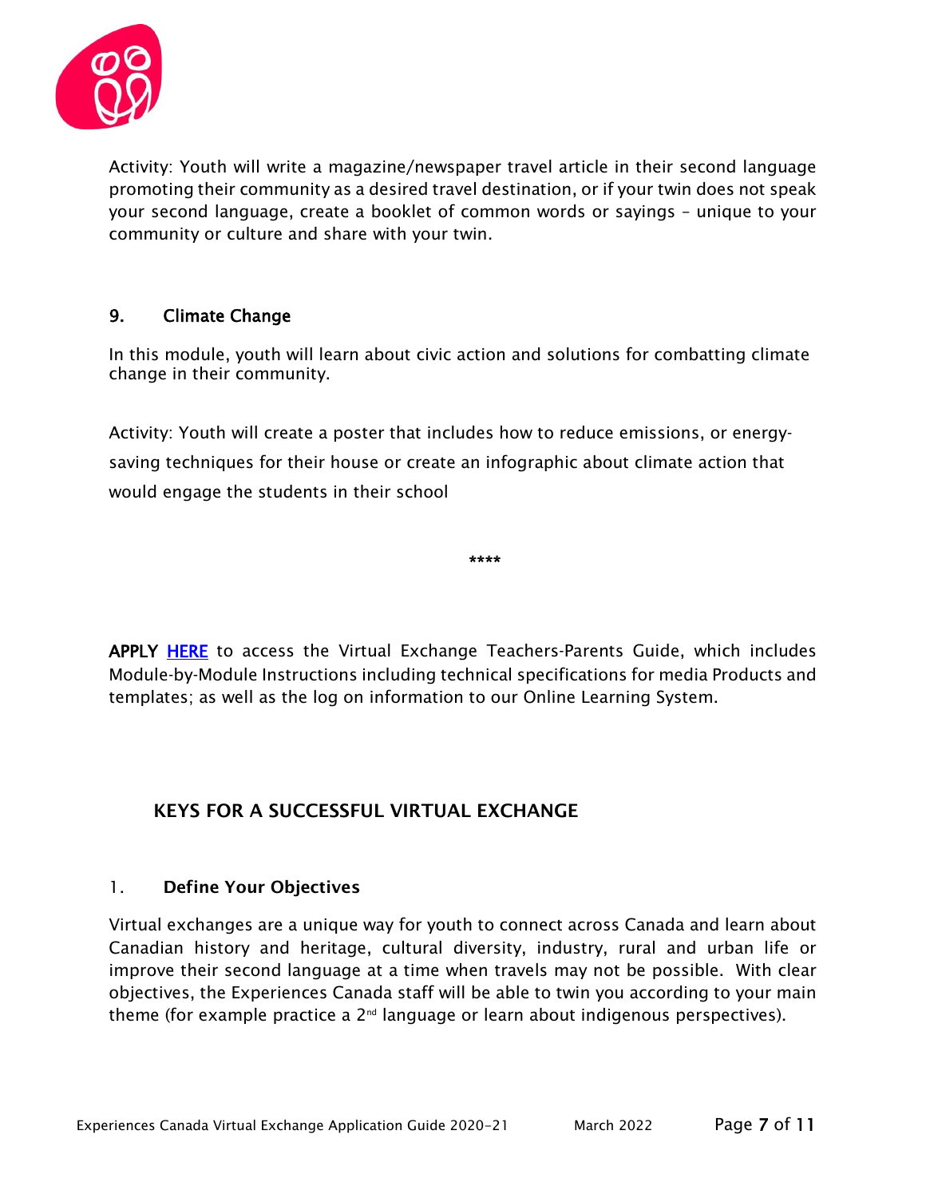Activity: Youth will write a magazine/newspaper travel article in their second language promoting their community as a desired travel destination, or if your twin does not speak your second language, create a booklet of common words or sayings – unique to your community or culture and share with your twin.

### 9. Climate Change

In this module, youth will learn about civic action and solutions for combatting climate change in their community.

Activity: Youth will create a poster that includes how to reduce emissions, or energy-saving techniques for their house or create an infographic about climate action that would engage the students in their school

****

**APPLY** HERE to access the Virtual Exchange Teachers-Parents Guide, which includes Module-by-Module Instructions including technical specifications for media Products and templates; as well as the log on information to our Online Learning System.

## KEYS FOR A SUCCESSFUL VIRTUAL EXCHANGE

### 1. Define Your Objectives

Virtual exchanges are a unique way for youth to connect across Canada and learn about Canadian history and heritage, cultural diversity, industry, rural and urban life or improve their second language at a time when travels may not be possible. With clear objectives, the Experiences Canada staff will be able to twin you according to your main theme (for example practice a 2nd language or learn about indigenous perspectives).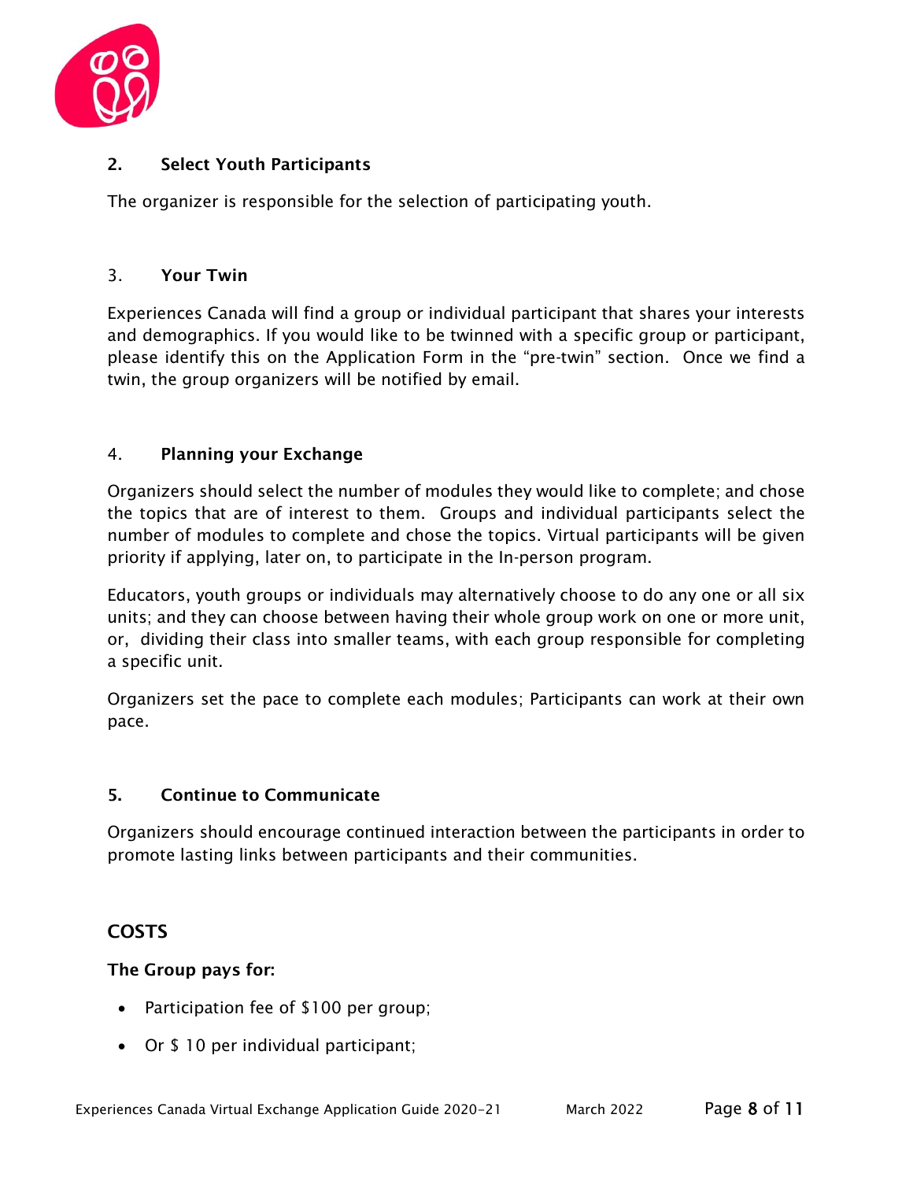## 2. Select Youth Participants

The organizer is responsible for the selection of participating youth.

## 3. Your Twin

Experiences Canada will find a group or individual participant that shares your interests and demographics. If you would like to be twinned with a specific group or participant, please identify this on the Application Form in the "pre-twin" section. Once we find a twin, the group organizers will be notified by email.

## 4. Planning your Exchange

Organizers should select the number of modules they would like to complete; and chose the topics that are of interest to them. Groups and individual participants select the number of modules to complete and chose the topics. Virtual participants will be given priority if applying, later on, to participate in the In-person program.

Educators, youth groups or individuals may alternatively choose to do any one or all six units; and they can choose between having their whole group work on one or more unit, or, dividing their class into smaller teams, with each group responsible for completing a specific unit.

Organizers set the pace to complete each modules; Participants can work at their own pace.

## 5. Continue to Communicate

Organizers should encourage continued interaction between the participants in order to promote lasting links between participants and their communities.

## COSTS

**The Group pays for:**

- Participation fee of $100 per group;
- Or $ 10 per individual participant;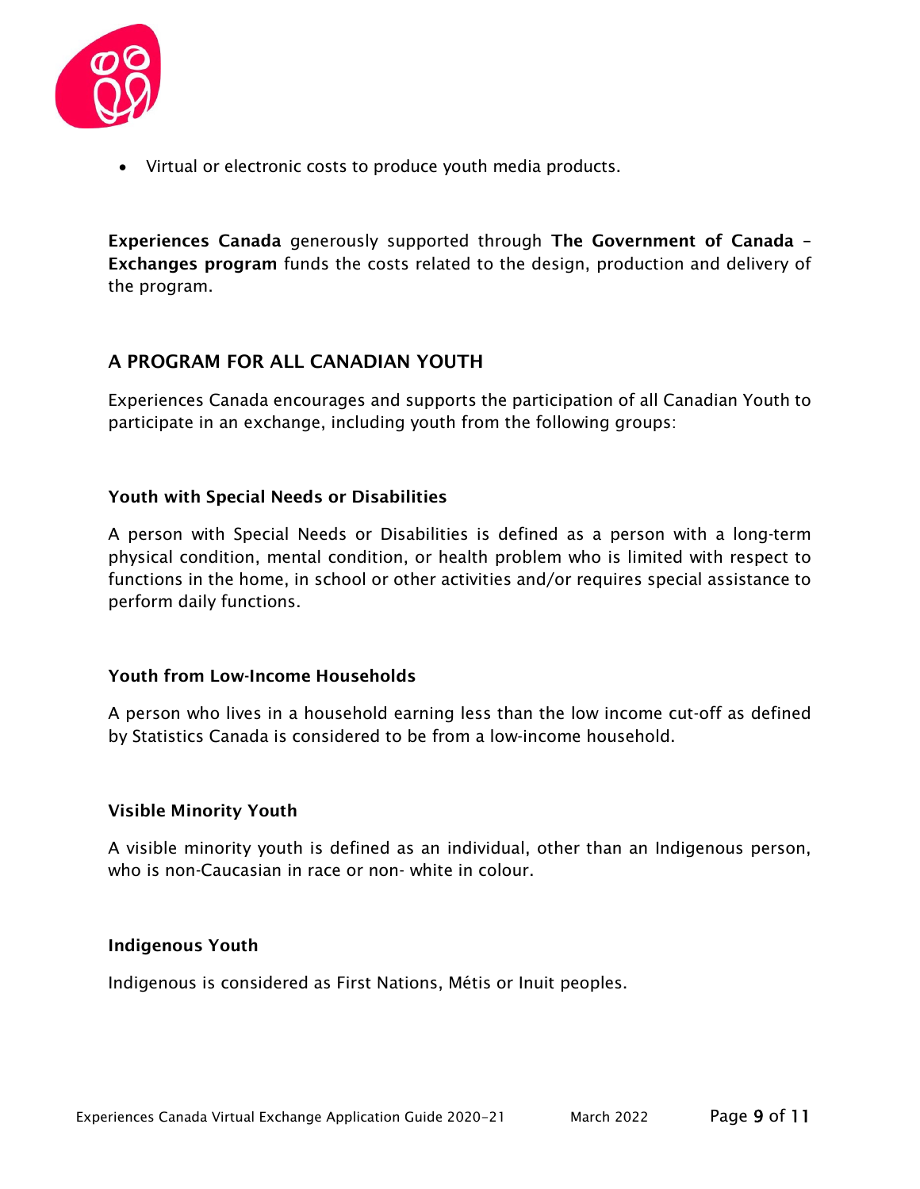- Virtual or electronic costs to produce youth media products.

**Experiences Canada** generously supported through **The Government of Canada – Exchanges program** funds the costs related to the design, production and delivery of the program.

## A PROGRAM FOR ALL CANADIAN YOUTH

Experiences Canada encourages and supports the participation of all Canadian Youth to participate in an exchange, including youth from the following groups:

### Youth with Special Needs or Disabilities

A person with Special Needs or Disabilities is defined as a person with a long-term physical condition, mental condition, or health problem who is limited with respect to functions in the home, in school or other activities and/or requires special assistance to perform daily functions.

### Youth from Low-Income Households

A person who lives in a household earning less than the low income cut-off as defined by Statistics Canada is considered to be from a low-income household.

### Visible Minority Youth

A visible minority youth is defined as an individual, other than an Indigenous person, who is non-Caucasian in race or non- white in colour.

### Indigenous Youth

Indigenous is considered as First Nations, Métis or Inuit peoples.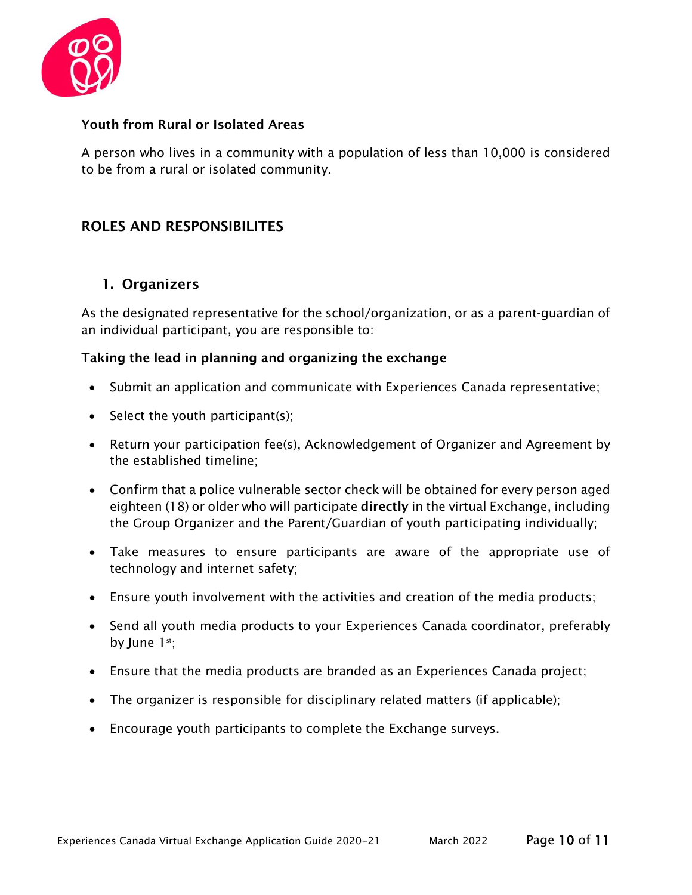### Youth from Rural or Isolated Areas

A person who lives in a community with a population of less than 10,000 is considered to be from a rural or isolated community.

## ROLES AND RESPONSIBILITES

### 1. Organizers

As the designated representative for the school/organization, or as a parent-guardian of an individual participant, you are responsible to:

**Taking the lead in planning and organizing the exchange**

- Submit an application and communicate with Experiences Canada representative;
- Select the youth participant(s);
- Return your participation fee(s), Acknowledgement of Organizer and Agreement by the established timeline;
- Confirm that a police vulnerable sector check will be obtained for every person aged eighteen (18) or older who will participate **directly** in the virtual Exchange, including the Group Organizer and the Parent/Guardian of youth participating individually;
- Take measures to ensure participants are aware of the appropriate use of technology and internet safety;
- Ensure youth involvement with the activities and creation of the media products;
- Send all youth media products to your Experiences Canada coordinator, preferably by June 1st;
- Ensure that the media products are branded as an Experiences Canada project;
- The organizer is responsible for disciplinary related matters (if applicable);
- Encourage youth participants to complete the Exchange surveys.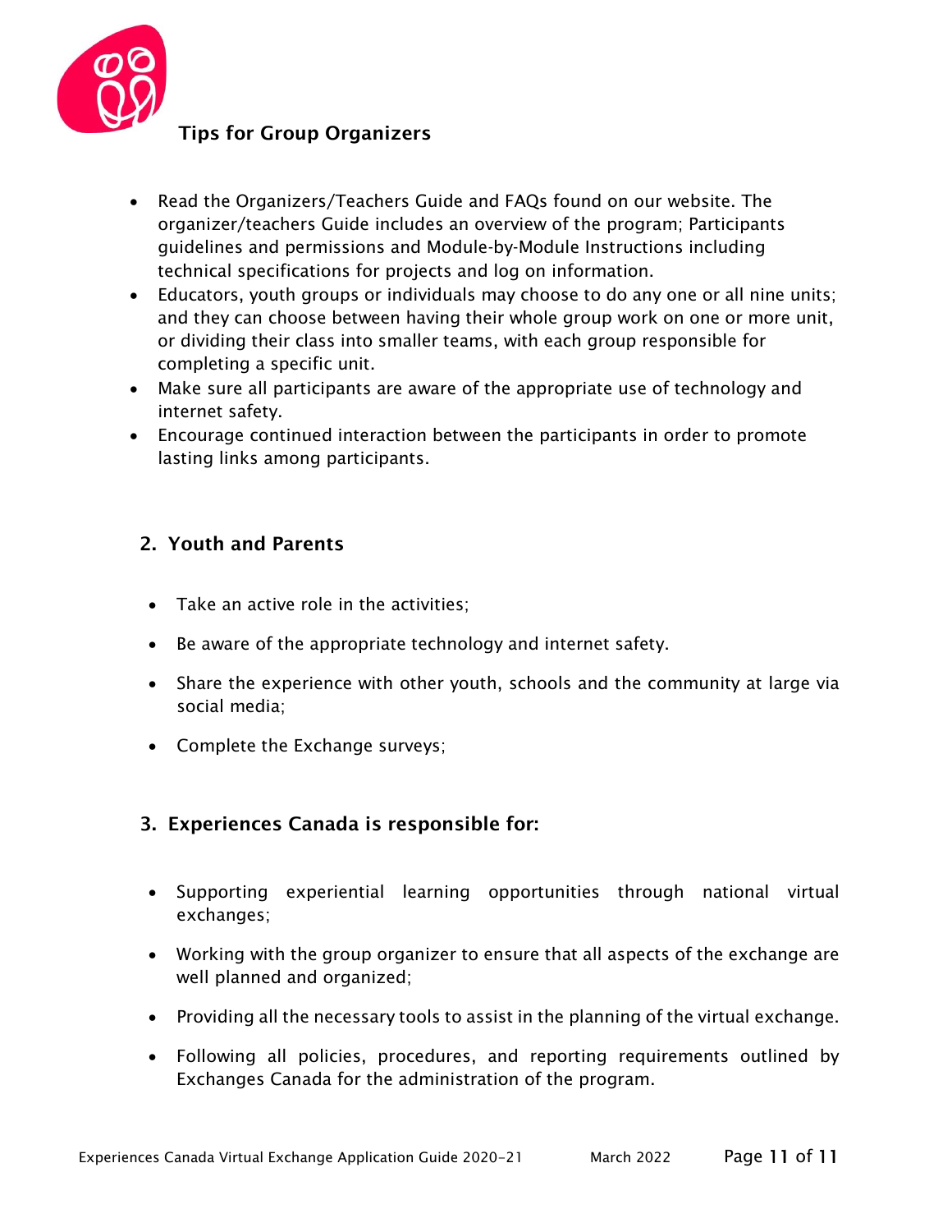### Tips for Group Organizers

- Read the Organizers/Teachers Guide and FAQs found on our website. The organizer/teachers Guide includes an overview of the program; Participants guidelines and permissions and Module-by-Module Instructions including technical specifications for projects and log on information.
- Educators, youth groups or individuals may choose to do any one or all nine units; and they can choose between having their whole group work on one or more unit, or dividing their class into smaller teams, with each group responsible for completing a specific unit.
- Make sure all participants are aware of the appropriate use of technology and internet safety.
- Encourage continued interaction between the participants in order to promote lasting links among participants.

## 2. Youth and Parents

- Take an active role in the activities;
- Be aware of the appropriate technology and internet safety.
- Share the experience with other youth, schools and the community at large via social media;
- Complete the Exchange surveys;

## 3. Experiences Canada is responsible for:

- Supporting experiential learning opportunities through national virtual exchanges;
- Working with the group organizer to ensure that all aspects of the exchange are well planned and organized;
- Providing all the necessary tools to assist in the planning of the virtual exchange.
- Following all policies, procedures, and reporting requirements outlined by Exchanges Canada for the administration of the program.